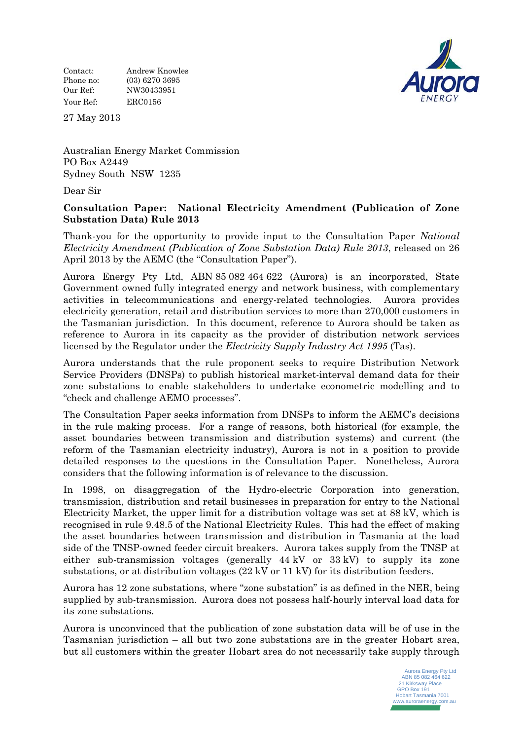Contact: Andrew Knowles
Phone no: (03) 6270 3695
Our Ref: NW30433951
Your Ref: ERC0156

27 May 2013

Australian Energy Market Commission
PO Box A2449
Sydney South NSW 1235

Dear Sir

**Consultation Paper: National Electricity Amendment (Publication of Zone Substation Data) Rule 2013**

Thank-you for the opportunity to provide input to the Consultation Paper *National Electricity Amendment (Publication of Zone Substation Data) Rule 2013*, released on 26 April 2013 by the AEMC (the "Consultation Paper").

Aurora Energy Pty Ltd, ABN 85 082 464 622 (Aurora) is an incorporated, State Government owned fully integrated energy and network business, with complementary activities in telecommunications and energy-related technologies. Aurora provides electricity generation, retail and distribution services to more than 270,000 customers in the Tasmanian jurisdiction. In this document, reference to Aurora should be taken as reference to Aurora in its capacity as the provider of distribution network services licensed by the Regulator under the *Electricity Supply Industry Act 1995* (Tas).

Aurora understands that the rule proponent seeks to require Distribution Network Service Providers (DNSPs) to publish historical market-interval demand data for their zone substations to enable stakeholders to undertake econometric modelling and to "check and challenge AEMO processes".

The Consultation Paper seeks information from DNSPs to inform the AEMC's decisions in the rule making process. For a range of reasons, both historical (for example, the asset boundaries between transmission and distribution systems) and current (the reform of the Tasmanian electricity industry), Aurora is not in a position to provide detailed responses to the questions in the Consultation Paper. Nonetheless, Aurora considers that the following information is of relevance to the discussion.

In 1998, on disaggregation of the Hydro-electric Corporation into generation, transmission, distribution and retail businesses in preparation for entry to the National Electricity Market, the upper limit for a distribution voltage was set at 88 kV, which is recognised in rule 9.48.5 of the National Electricity Rules. This had the effect of making the asset boundaries between transmission and distribution in Tasmania at the load side of the TNSP-owned feeder circuit breakers. Aurora takes supply from the TNSP at either sub-transmission voltages (generally 44 kV or 33 kV) to supply its zone substations, or at distribution voltages (22 kV or 11 kV) for its distribution feeders.

Aurora has 12 zone substations, where "zone substation" is as defined in the NER, being supplied by sub-transmission. Aurora does not possess half-hourly interval load data for its zone substations.

Aurora is unconvinced that the publication of zone substation data will be of use in the Tasmanian jurisdiction – all but two zone substations are in the greater Hobart area, but all customers within the greater Hobart area do not necessarily take supply through

Aurora Energy Pty Ltd
ABN 85 082 464 622
21 Kirksway Place
GPO Box 191
Hobart Tasmania 7001
www.auroraenergy.com.au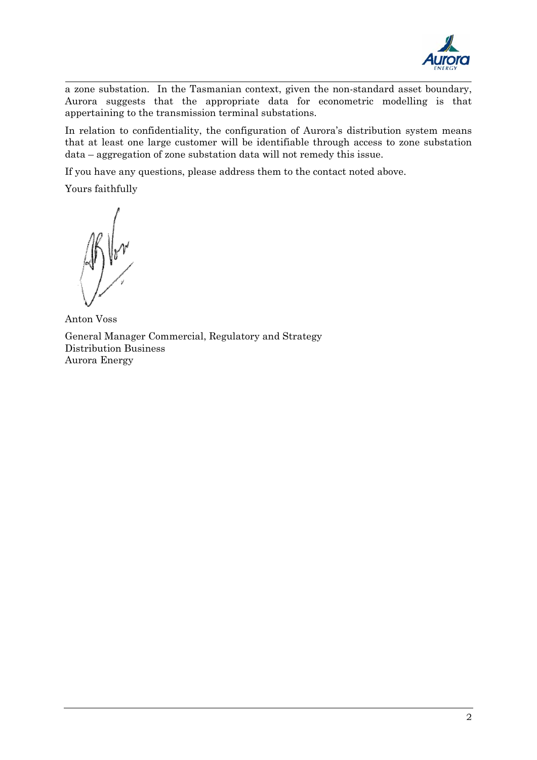a zone substation. In the Tasmanian context, given the non-standard asset boundary, Aurora suggests that the appropriate data for econometric modelling is that appertaining to the transmission terminal substations.

In relation to confidentiality, the configuration of Aurora's distribution system means that at least one large customer will be identifiable through access to zone substation data – aggregation of zone substation data will not remedy this issue.

If you have any questions, please address them to the contact noted above.

Yours faithfully

Anton Voss

General Manager Commercial, Regulatory and Strategy
Distribution Business
Aurora Energy